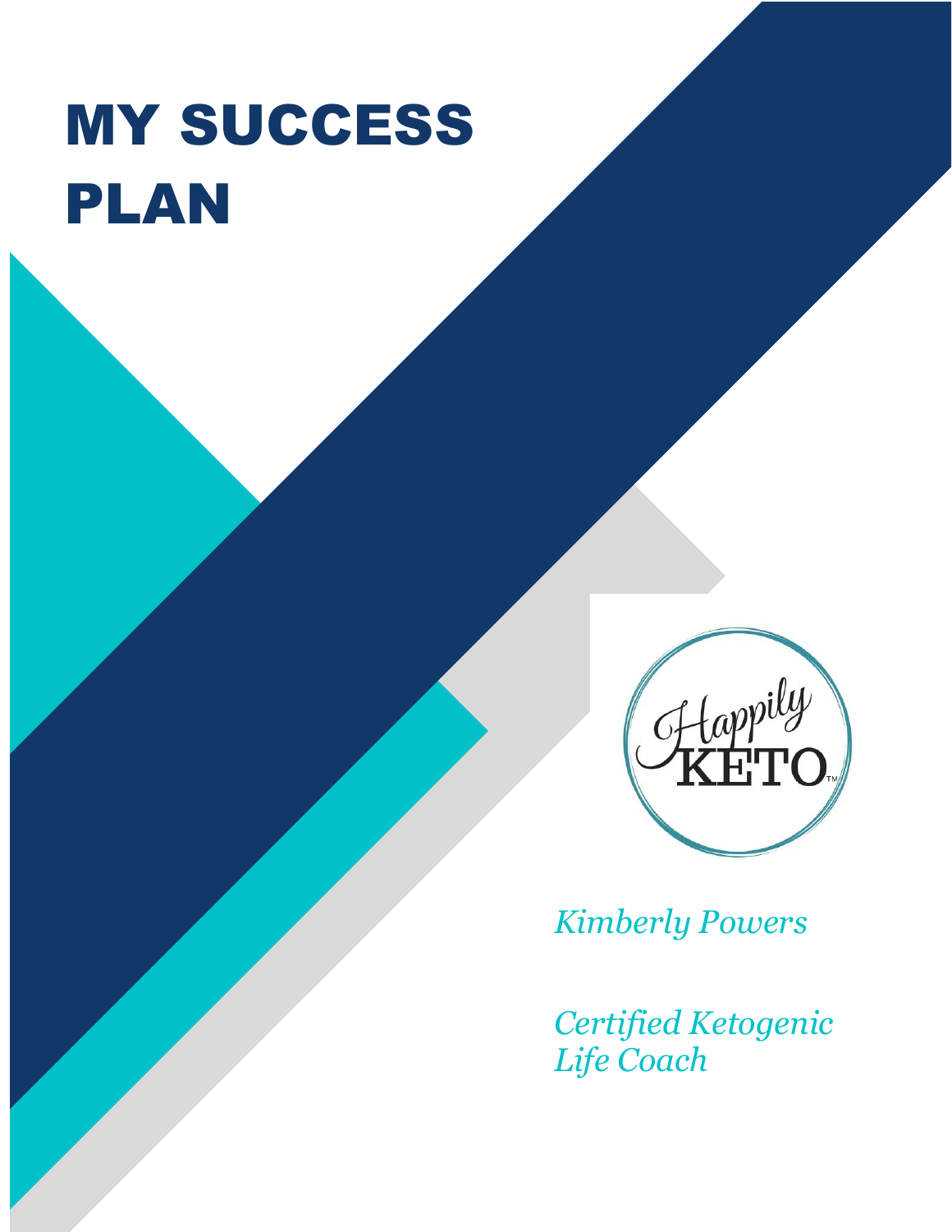# MY SUCCESS PLAN

Happily KETO™

*Kimberly Powers*

*Certified Ketogenic Life Coach*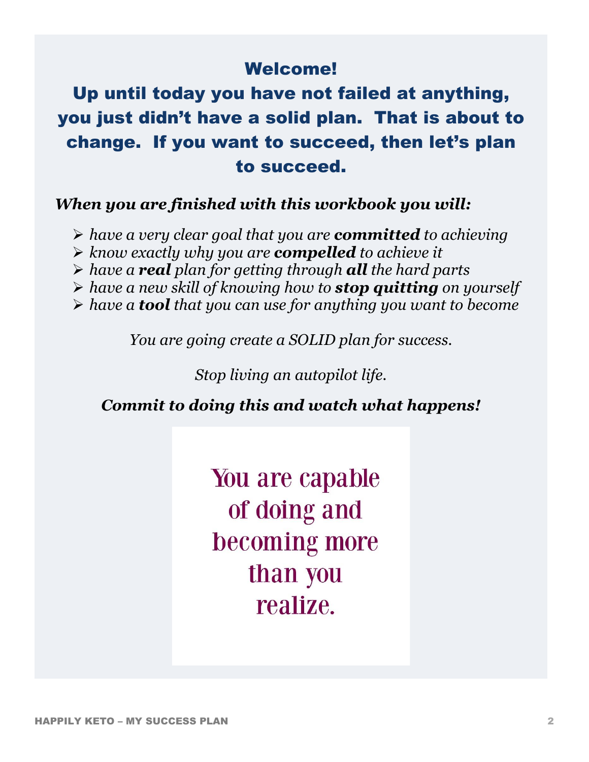## Welcome!

## Up until today you have not failed at anything, you just didn't have a solid plan. That is about to change. If you want to succeed, then let's plan to succeed.

***When you are finished with this workbook you will:***

- *have a very clear goal that you are **committed** to achieving*
- *know exactly why you are **compelled** to achieve it*
- *have a **real** plan for getting through **all** the hard parts*
- *have a new skill of knowing how to **stop quitting** on yourself*
- *have a **tool** that you can use for anything you want to become*

*You are going create a SOLID plan for success.*

*Stop living an autopilot life.*

***Commit to doing this and watch what happens!***

You are capable of doing and becoming more than you realize.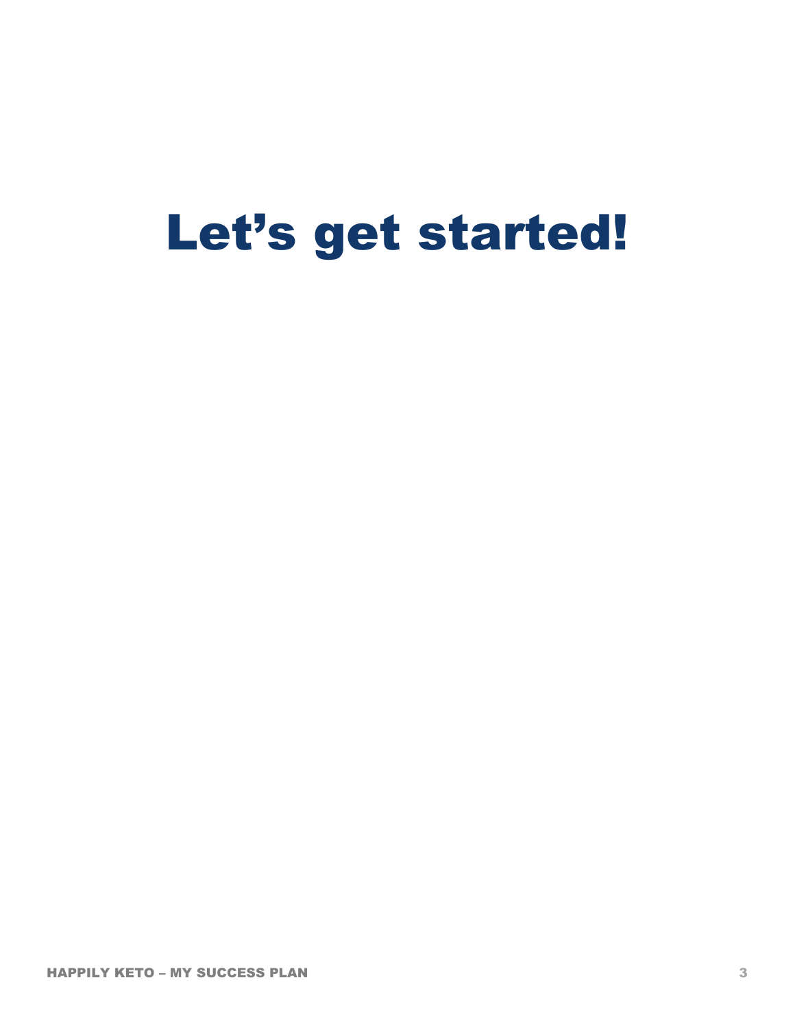# Let’s get started!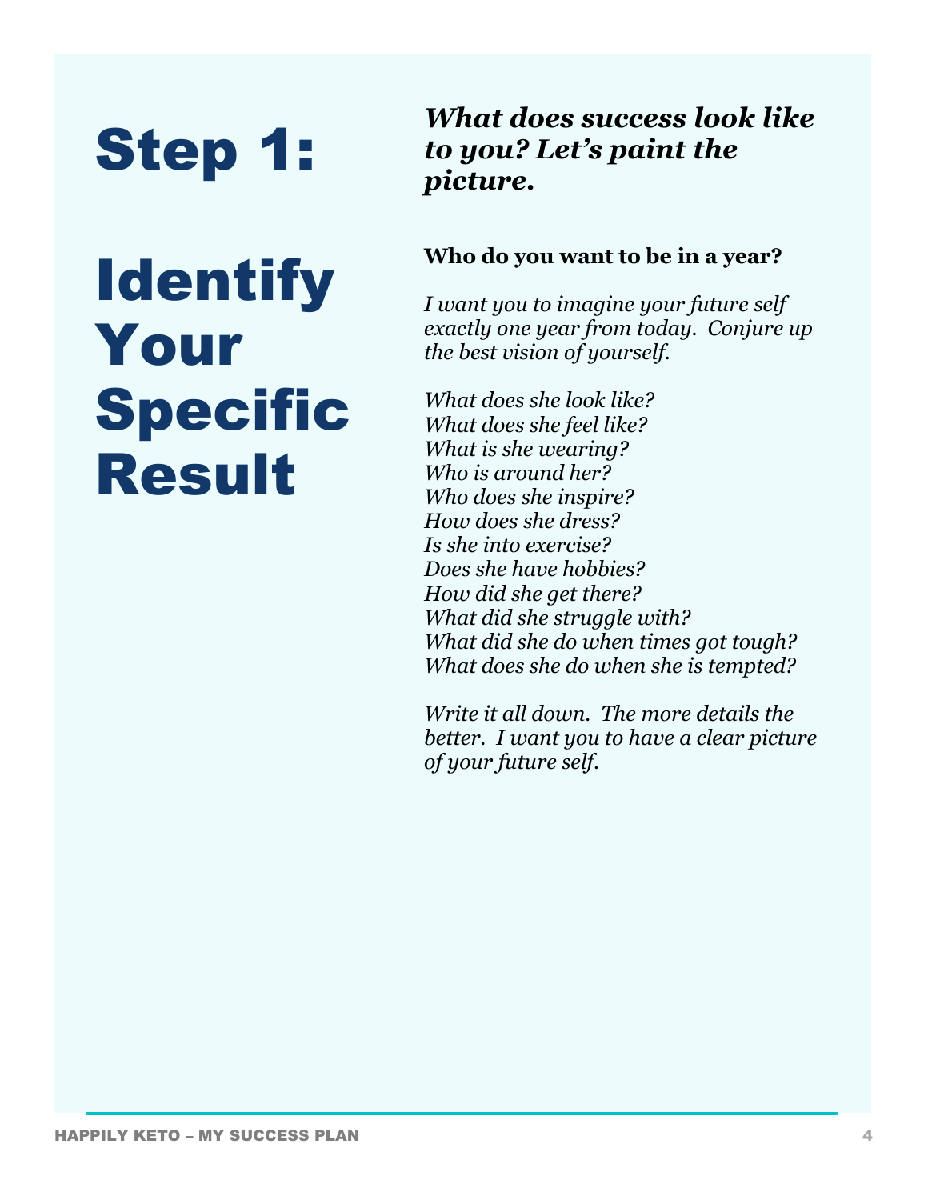# Step 1:

# Identify Your Specific Result

***What does success look like to you? Let's paint the picture.***

**Who do you want to be in a year?**

*I want you to imagine your future self exactly one year from today. Conjure up the best vision of yourself.*

*What does she look like?*
*What does she feel like?*
*What is she wearing?*
*Who is around her?*
*Who does she inspire?*
*How does she dress?*
*Is she into exercise?*
*Does she have hobbies?*
*How did she get there?*
*What did she struggle with?*
*What did she do when times got tough?*
*What does she do when she is tempted?*

*Write it all down. The more details the better. I want you to have a clear picture of your future self.*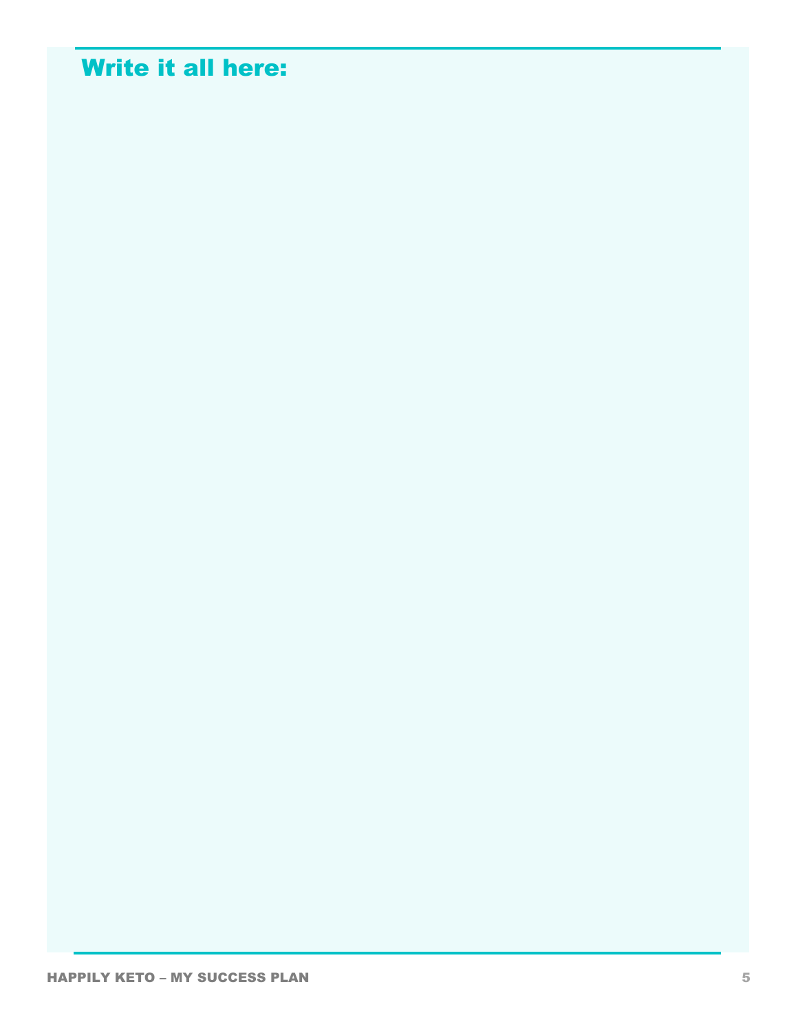## Write it all here: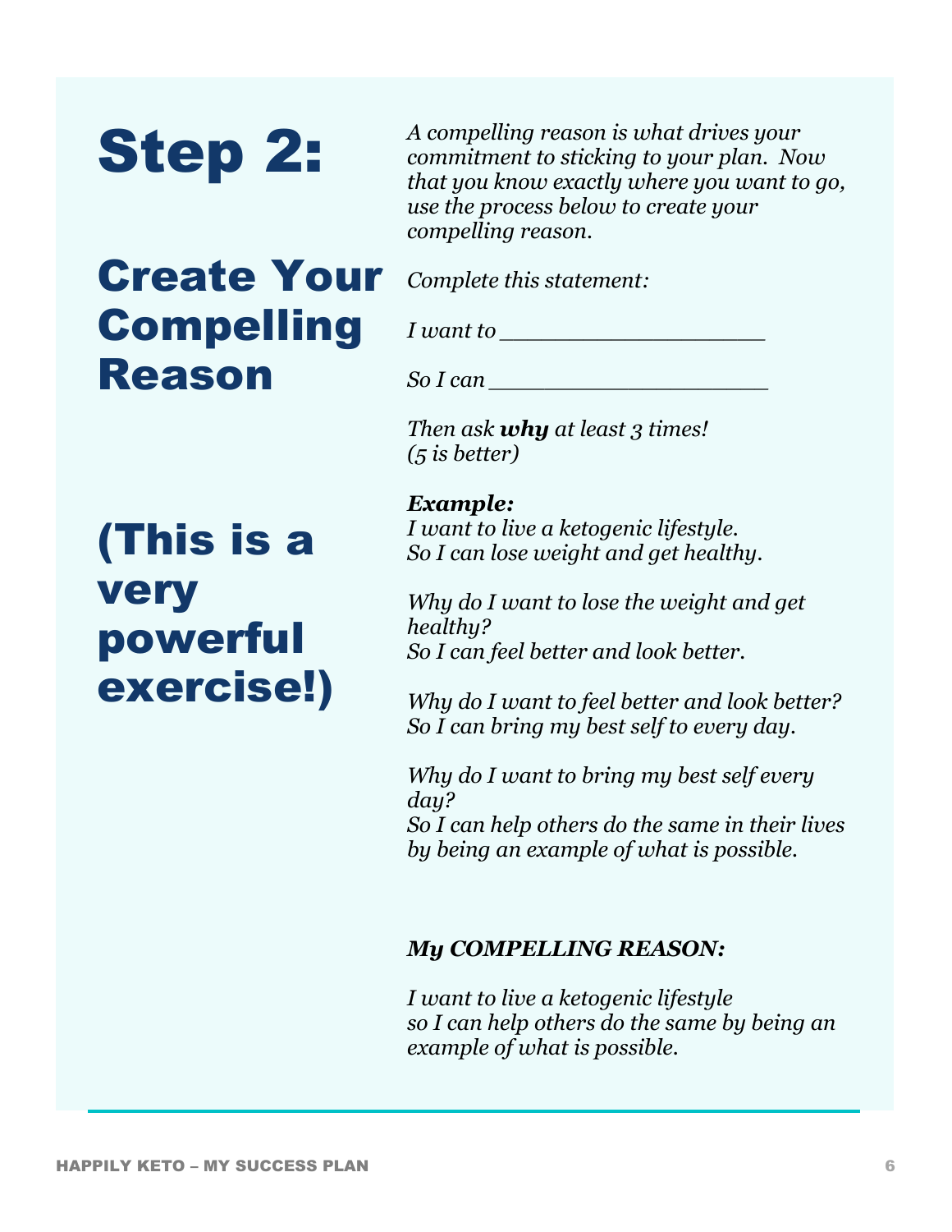# Step 2:

## Create Your Compelling Reason

## (This is a very powerful exercise!)

*A compelling reason is what drives your commitment to sticking to your plan. Now that you know exactly where you want to go, use the process below to create your compelling reason.*

*Complete this statement:*

*I want to ___________________*

*So I can ____________________*

*Then ask* ***why*** *at least 3 times! (5 is better)*

***Example:***
*I want to live a ketogenic lifestyle.*
*So I can lose weight and get healthy.*

*Why do I want to lose the weight and get healthy?*
*So I can feel better and look better.*

*Why do I want to feel better and look better?*
*So I can bring my best self to every day.*

*Why do I want to bring my best self every day?*
*So I can help others do the same in their lives by being an example of what is possible.*

***My COMPELLING REASON:***

*I want to live a ketogenic lifestyle*
*so I can help others do the same by being an example of what is possible.*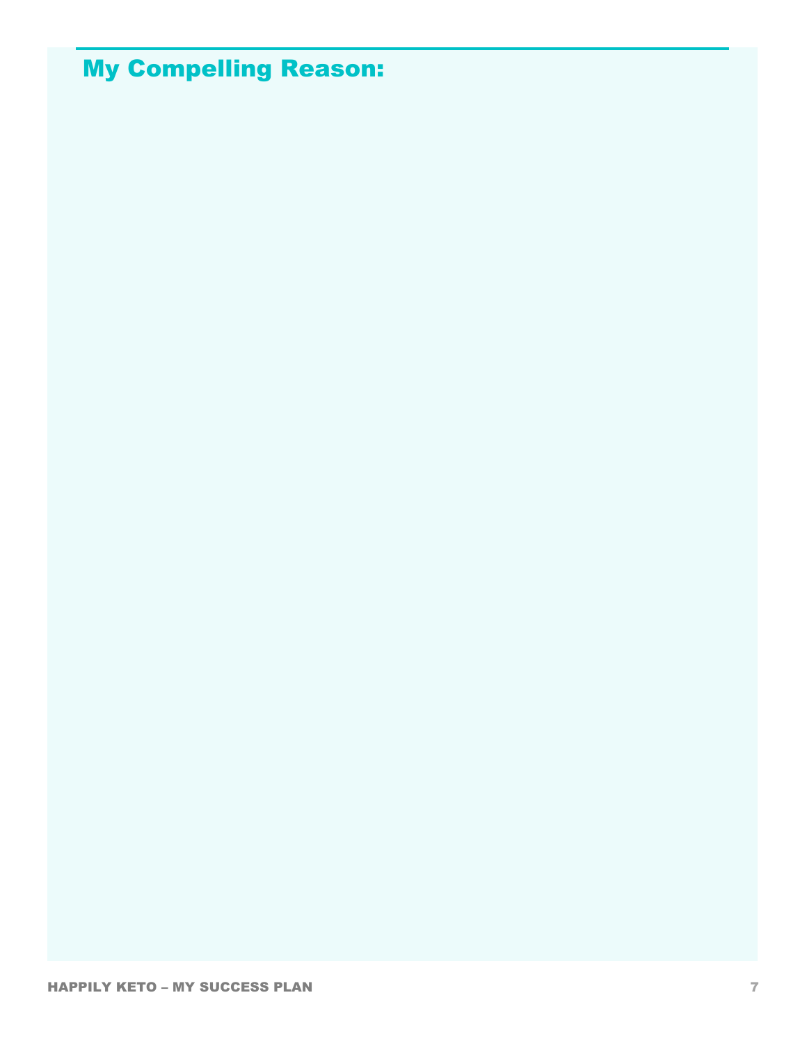## My Compelling Reason: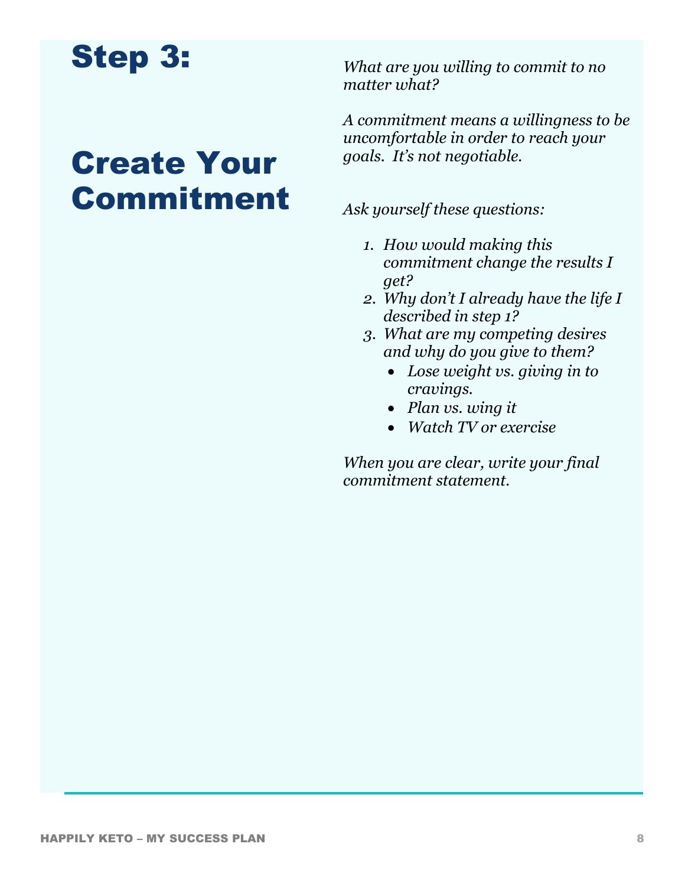# Step 3:

# Create Your Commitment

*What are you willing to commit to no matter what?*

*A commitment means a willingness to be uncomfortable in order to reach your goals. It's not negotiable.*

*Ask yourself these questions:*

1. *How would making this commitment change the results I get?*
2. *Why don't I already have the life I described in step 1?*
3. *What are my competing desires and why do you give to them?*
   - *Lose weight vs. giving in to cravings.*
   - *Plan vs. wing it*
   - *Watch TV or exercise*

*When you are clear, write your final commitment statement.*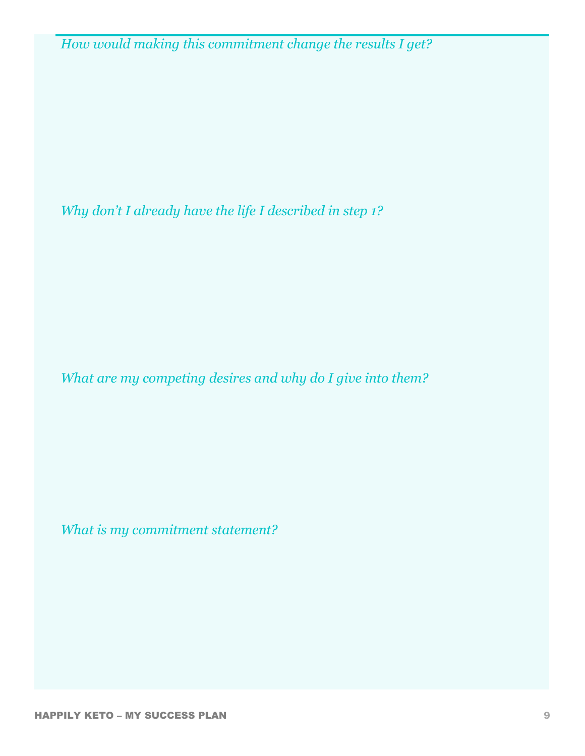*How would making this commitment change the results I get?*

*Why don't I already have the life I described in step 1?*

*What are my competing desires and why do I give into them?*

*What is my commitment statement?*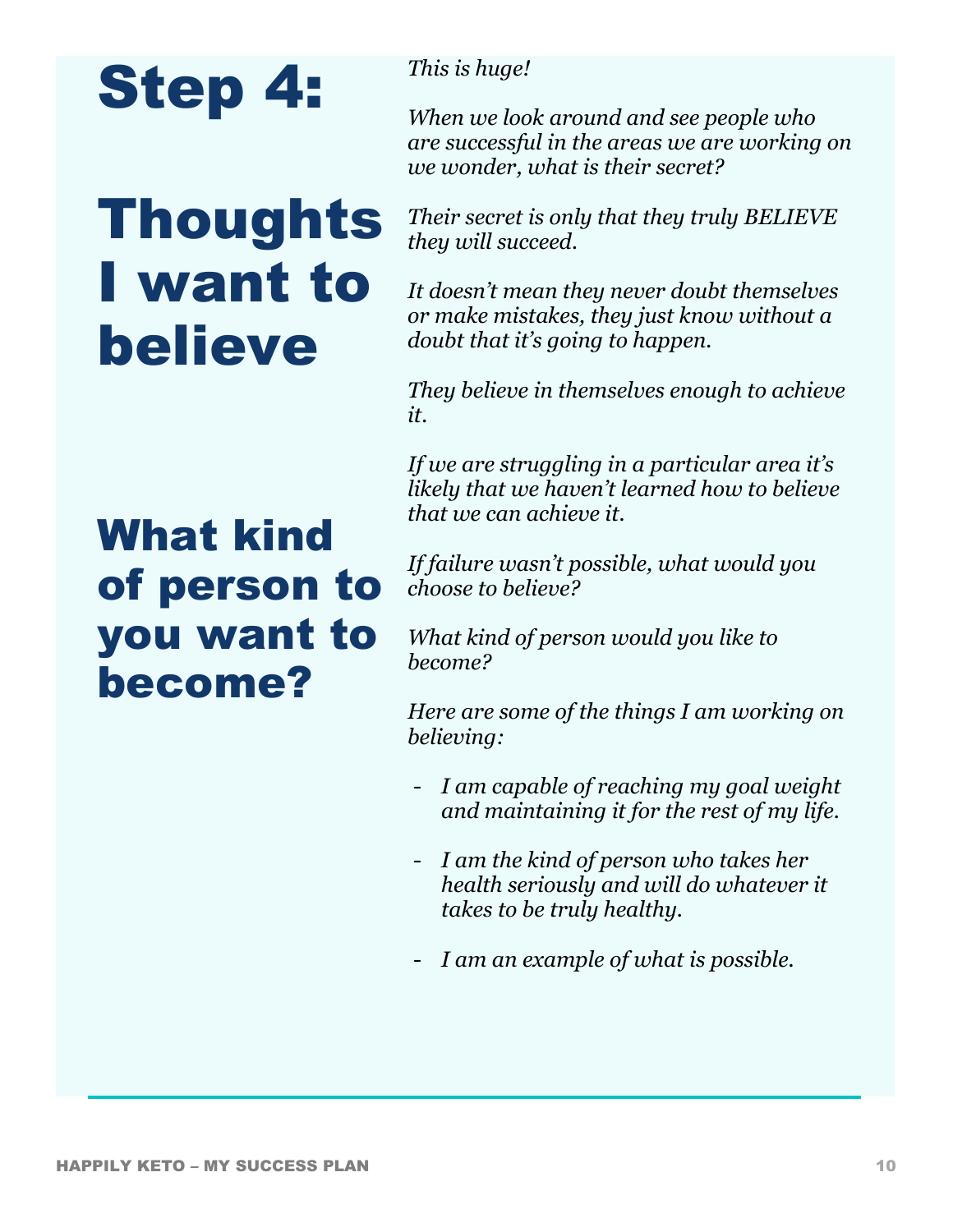# Step 4:

# Thoughts I want to believe

## What kind of person to you want to become?

*This is huge!*

*When we look around and see people who are successful in the areas we are working on we wonder, what is their secret?*

*Their secret is only that they truly BELIEVE they will succeed.*

*It doesn't mean they never doubt themselves or make mistakes, they just know without a doubt that it's going to happen.*

*They believe in themselves enough to achieve it.*

*If we are struggling in a particular area it's likely that we haven't learned how to believe that we can achieve it.*

*If failure wasn't possible, what would you choose to believe?*

*What kind of person would you like to become?*

*Here are some of the things I am working on believing:*

- *I am capable of reaching my goal weight and maintaining it for the rest of my life.*
- *I am the kind of person who takes her health seriously and will do whatever it takes to be truly healthy.*
- *I am an example of what is possible.*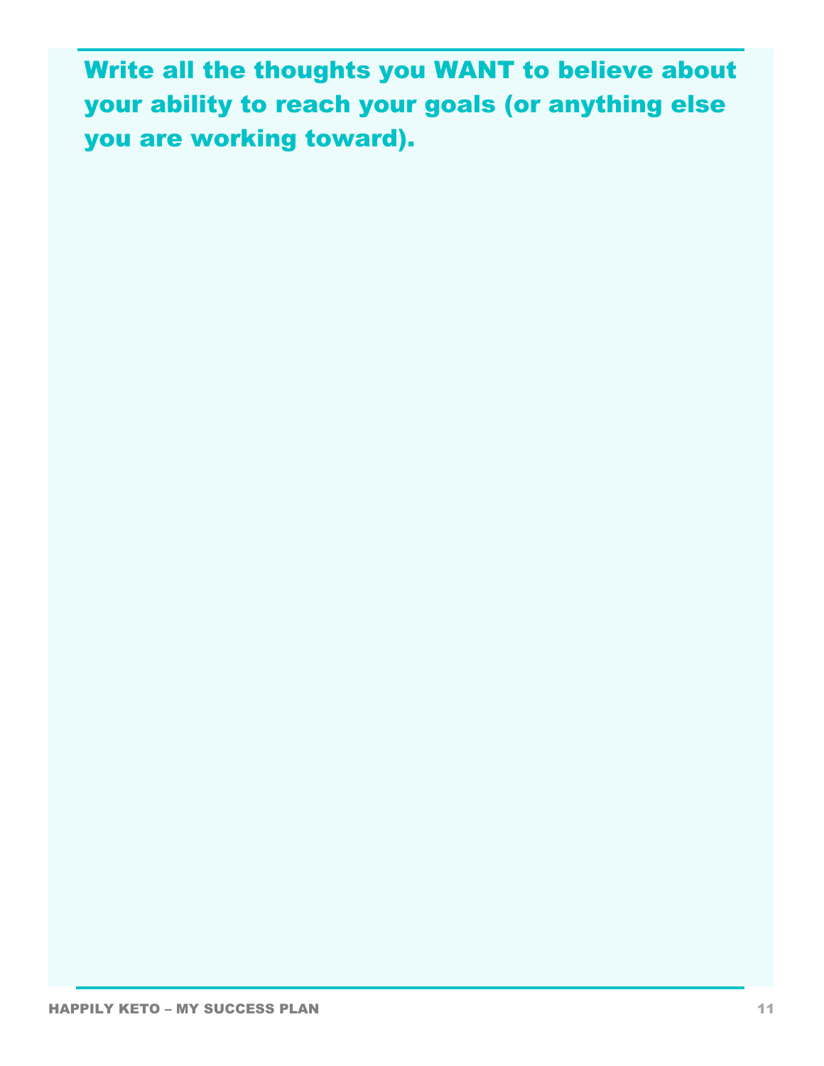## Write all the thoughts you WANT to believe about your ability to reach your goals (or anything else you are working toward).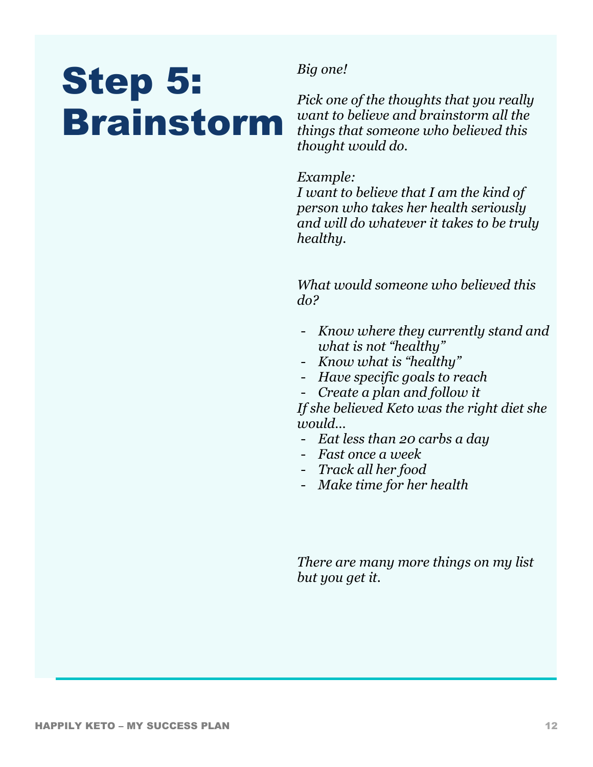# Step 5: Brainstorm

*Big one!*

*Pick one of the thoughts that you really want to believe and brainstorm all the things that someone who believed this thought would do.*

*Example:*
*I want to believe that I am the kind of person who takes her health seriously and will do whatever it takes to be truly healthy.*

*What would someone who believed this do?*

- *Know where they currently stand and what is not "healthy"*
- *Know what is "healthy"*
- *Have specific goals to reach*
- *Create a plan and follow it*

*If she believed Keto was the right diet she would…*

- *Eat less than 20 carbs a day*
- *Fast once a week*
- *Track all her food*
- *Make time for her health*

*There are many more things on my list but you get it.*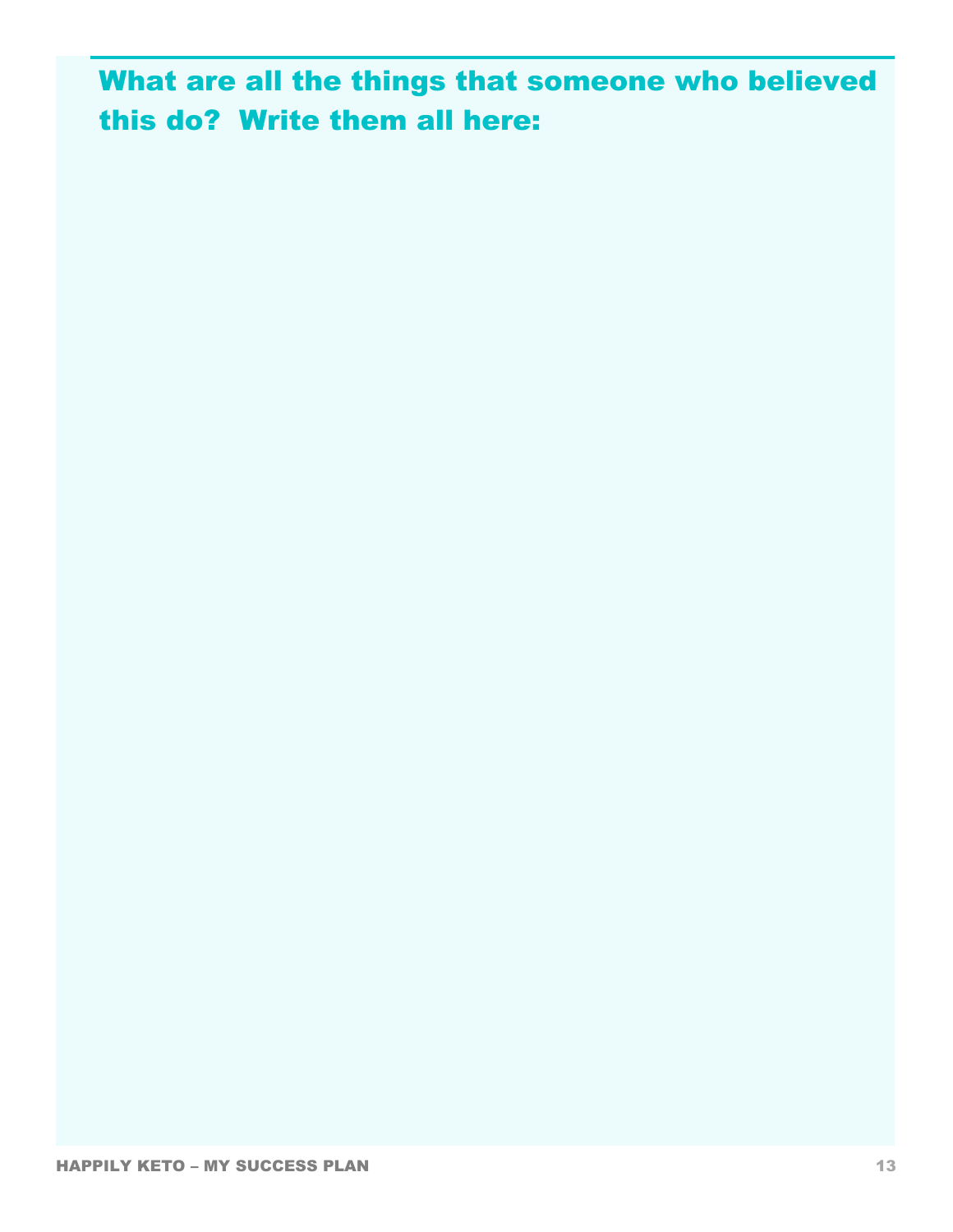## What are all the things that someone who believed this do? Write them all here: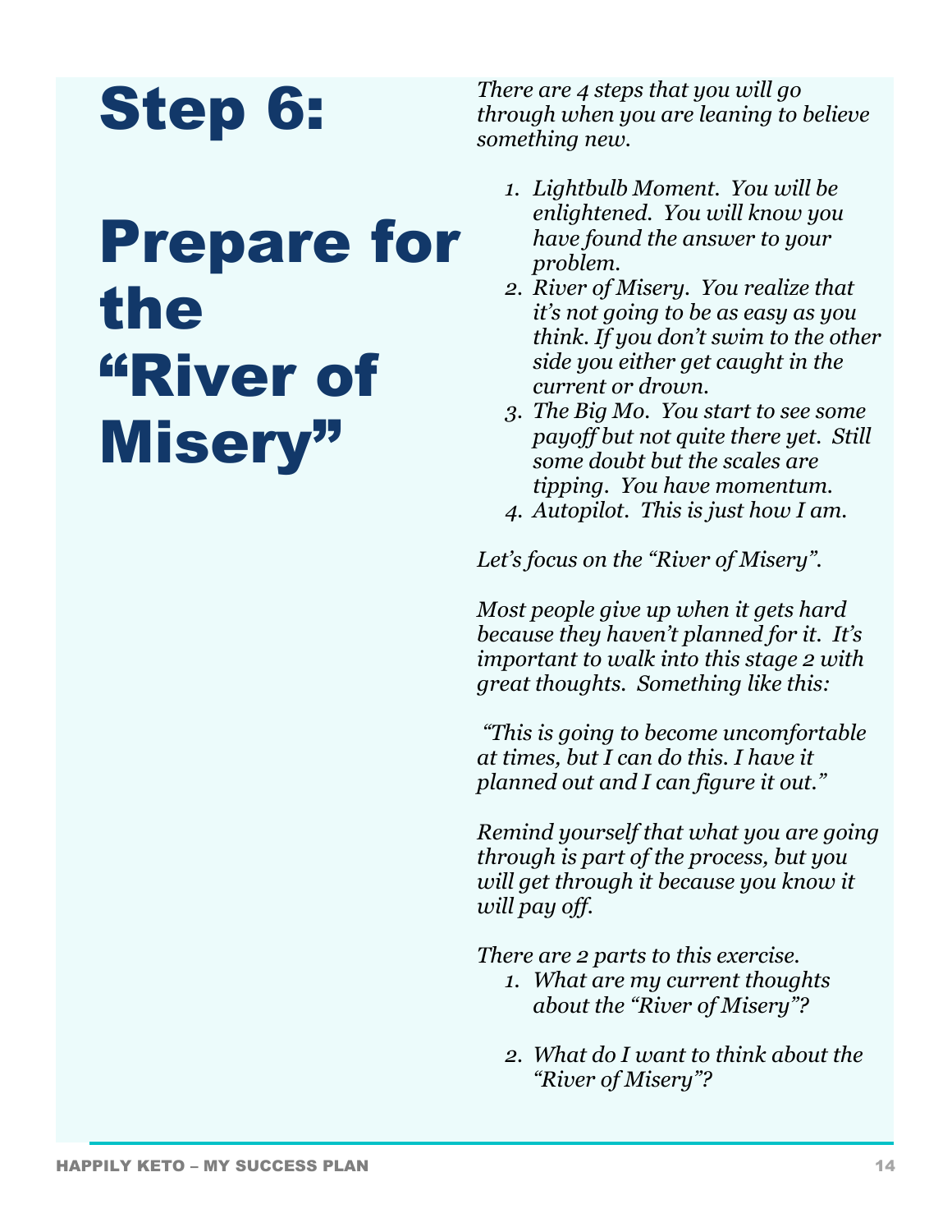# Step 6:

# Prepare for the "River of Misery"

*There are 4 steps that you will go through when you are leaning to believe something new.*

1. *Lightbulb Moment. You will be enlightened. You will know you have found the answer to your problem.*
2. *River of Misery. You realize that it's not going to be as easy as you think. If you don't swim to the other side you either get caught in the current or drown.*
3. *The Big Mo. You start to see some payoff but not quite there yet. Still some doubt but the scales are tipping. You have momentum.*
4. *Autopilot. This is just how I am.*

*Let's focus on the "River of Misery".*

*Most people give up when it gets hard because they haven't planned for it. It's important to walk into this stage 2 with great thoughts. Something like this:*

*"This is going to become uncomfortable at times, but I can do this. I have it planned out and I can figure it out."*

*Remind yourself that what you are going through is part of the process, but you will get through it because you know it will pay off.*

*There are 2 parts to this exercise.*

1. *What are my current thoughts about the "River of Misery"?*

2. *What do I want to think about the "River of Misery"?*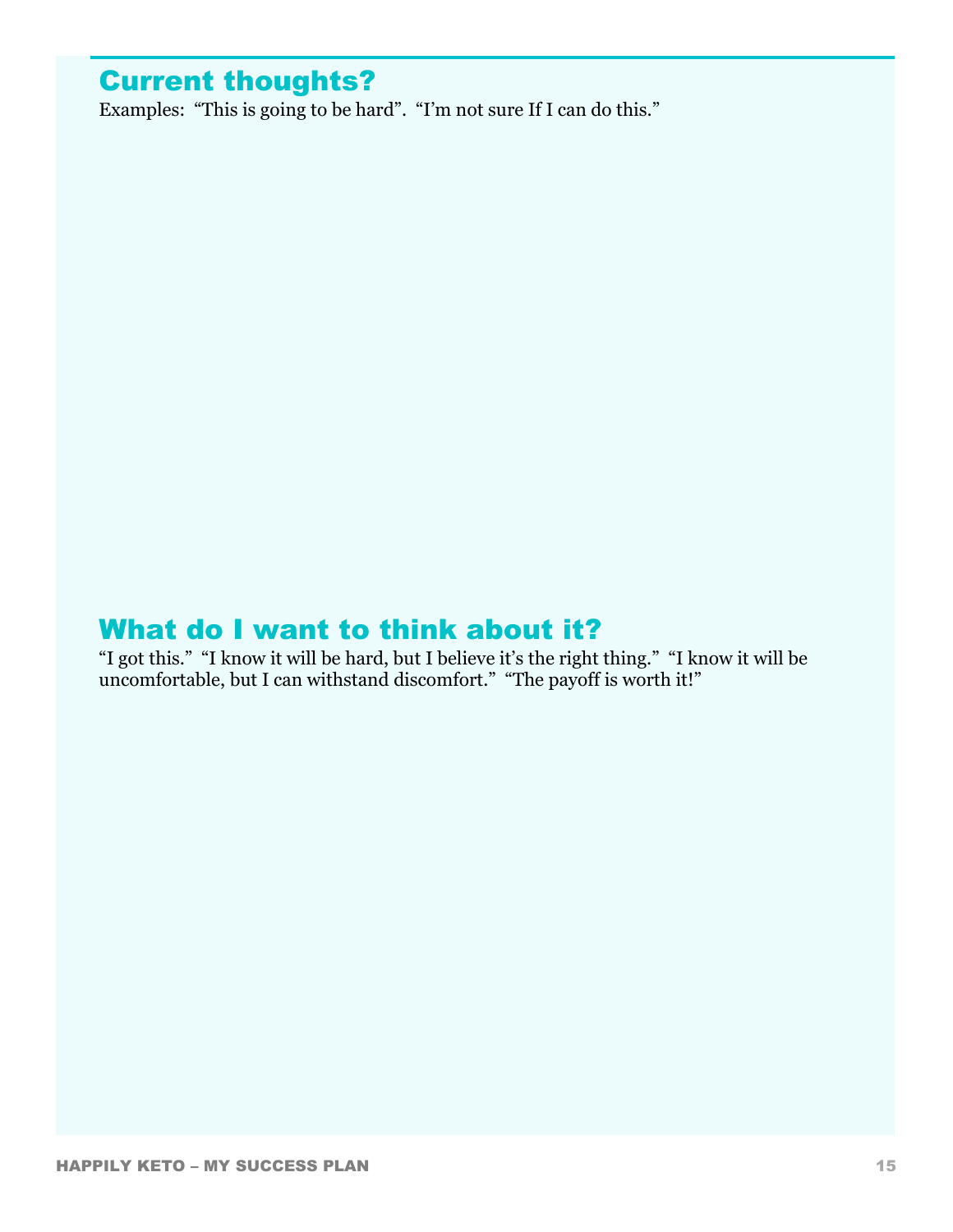## Current thoughts?

Examples: “This is going to be hard”. “I’m not sure If I can do this.”

## What do I want to think about it?

“I got this.” “I know it will be hard, but I believe it’s the right thing.” “I know it will be uncomfortable, but I can withstand discomfort.” “The payoff is worth it!”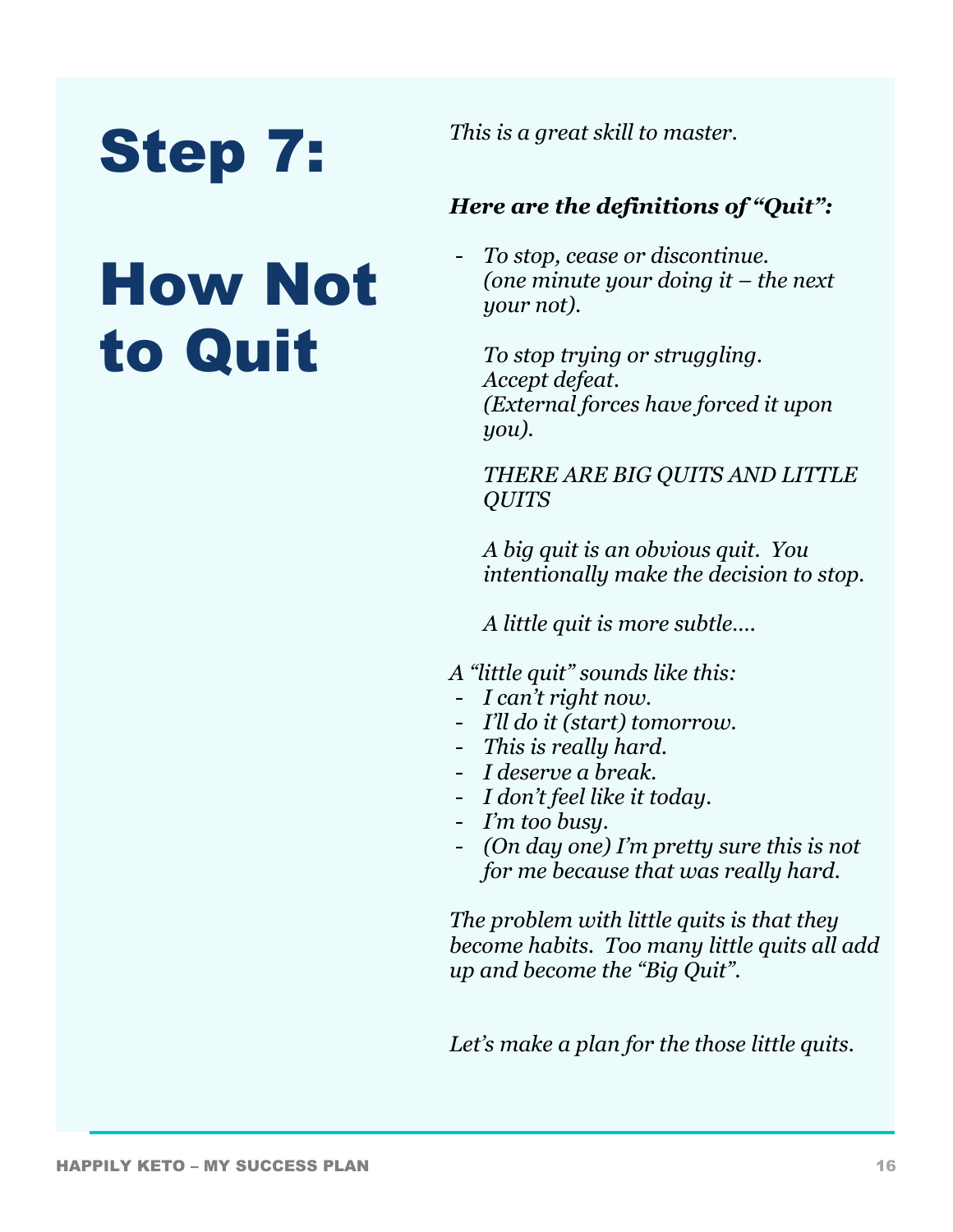# Step 7:

# How Not to Quit

*This is a great skill to master.*

***Here are the definitions of "Quit":***

- *To stop, cease or discontinue. (one minute your doing it – the next your not).*

  *To stop trying or struggling. Accept defeat. (External forces have forced it upon you).*

  *THERE ARE BIG QUITS AND LITTLE QUITS*

  *A big quit is an obvious quit. You intentionally make the decision to stop.*

  *A little quit is more subtle….*

*A "little quit" sounds like this:*

- *I can't right now.*
- *I'll do it (start) tomorrow.*
- *This is really hard.*
- *I deserve a break.*
- *I don't feel like it today.*
- *I'm too busy.*
- *(On day one) I'm pretty sure this is not for me because that was really hard.*

*The problem with little quits is that they become habits. Too many little quits all add up and become the "Big Quit".*

*Let's make a plan for the those little quits.*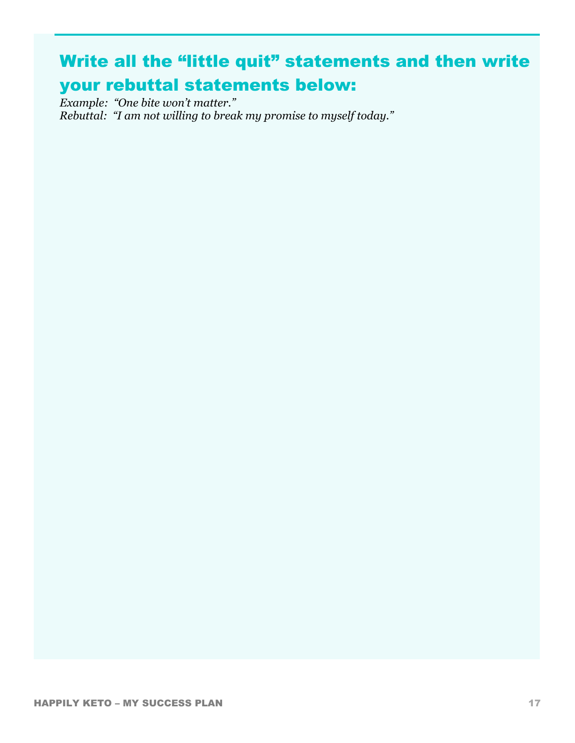## Write all the "little quit" statements and then write your rebuttal statements below:

*Example: "One bite won't matter."*
*Rebuttal: "I am not willing to break my promise to myself today."*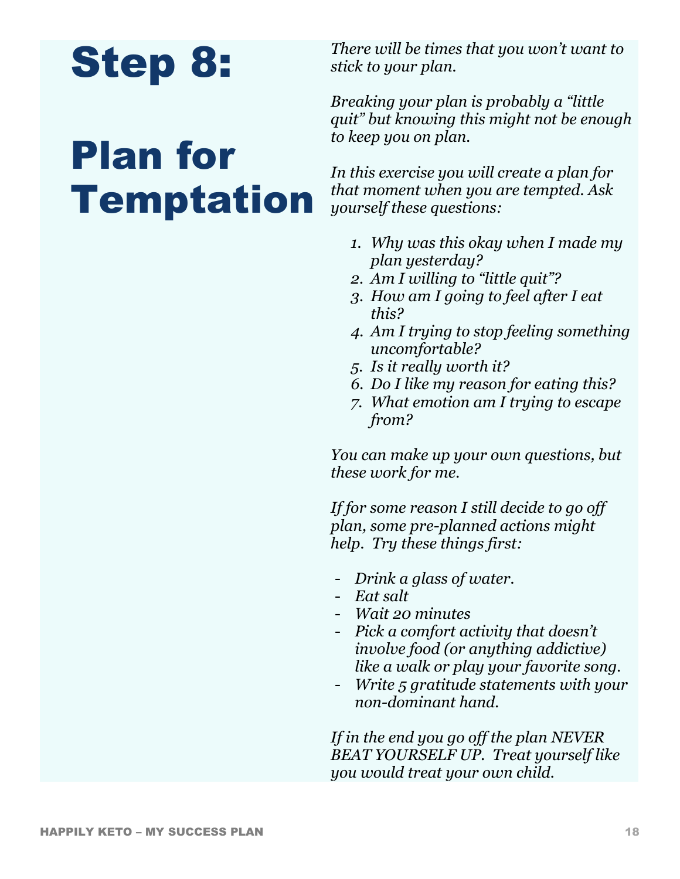# Step 8:

# Plan for Temptation

*There will be times that you won't want to stick to your plan.*

*Breaking your plan is probably a "little quit" but knowing this might not be enough to keep you on plan.*

*In this exercise you will create a plan for that moment when you are tempted. Ask yourself these questions:*

1. *Why was this okay when I made my plan yesterday?*
2. *Am I willing to "little quit"?*
3. *How am I going to feel after I eat this?*
4. *Am I trying to stop feeling something uncomfortable?*
5. *Is it really worth it?*
6. *Do I like my reason for eating this?*
7. *What emotion am I trying to escape from?*

*You can make up your own questions, but these work for me.*

*If for some reason I still decide to go off plan, some pre-planned actions might help. Try these things first:*

- *Drink a glass of water.*
- *Eat salt*
- *Wait 20 minutes*
- *Pick a comfort activity that doesn't involve food (or anything addictive) like a walk or play your favorite song.*
- *Write 5 gratitude statements with your non-dominant hand.*

*If in the end you go off the plan NEVER BEAT YOURSELF UP. Treat yourself like you would treat your own child.*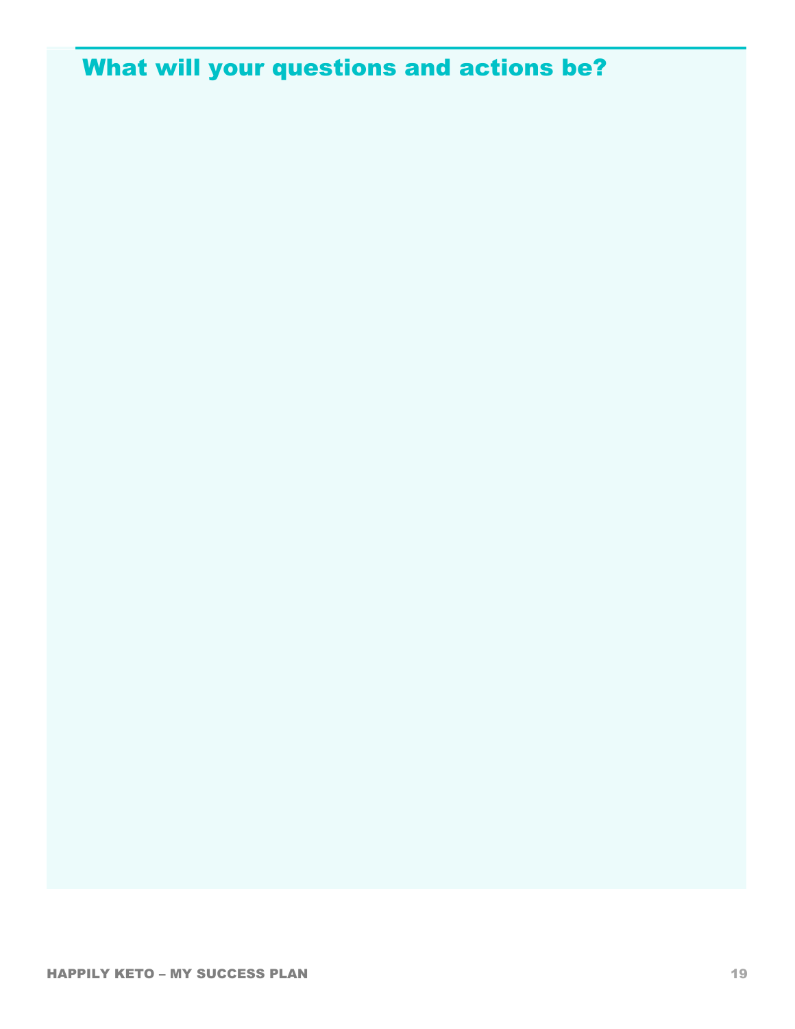## What will your questions and actions be?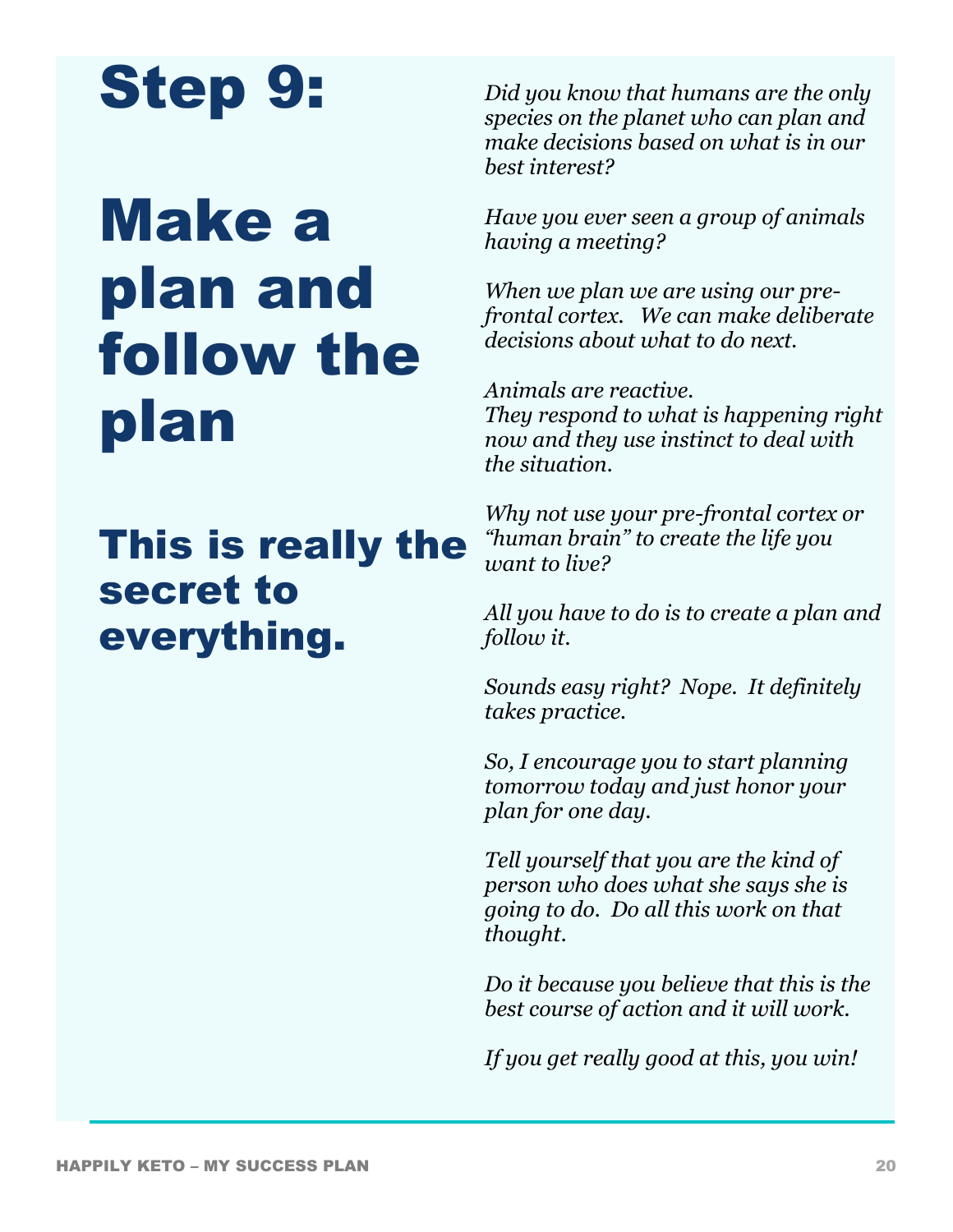# Step 9:

# Make a plan and follow the plan

## This is really the secret to everything.

*Did you know that humans are the only species on the planet who can plan and make decisions based on what is in our best interest?*

*Have you ever seen a group of animals having a meeting?*

*When we plan we are using our pre-frontal cortex. We can make deliberate decisions about what to do next.*

*Animals are reactive.*
*They respond to what is happening right now and they use instinct to deal with the situation.*

*Why not use your pre-frontal cortex or "human brain" to create the life you want to live?*

*All you have to do is to create a plan and follow it.*

*Sounds easy right? Nope. It definitely takes practice.*

*So, I encourage you to start planning tomorrow today and just honor your plan for one day.*

*Tell yourself that you are the kind of person who does what she says she is going to do. Do all this work on that thought.*

*Do it because you believe that this is the best course of action and it will work.*

*If you get really good at this, you win!*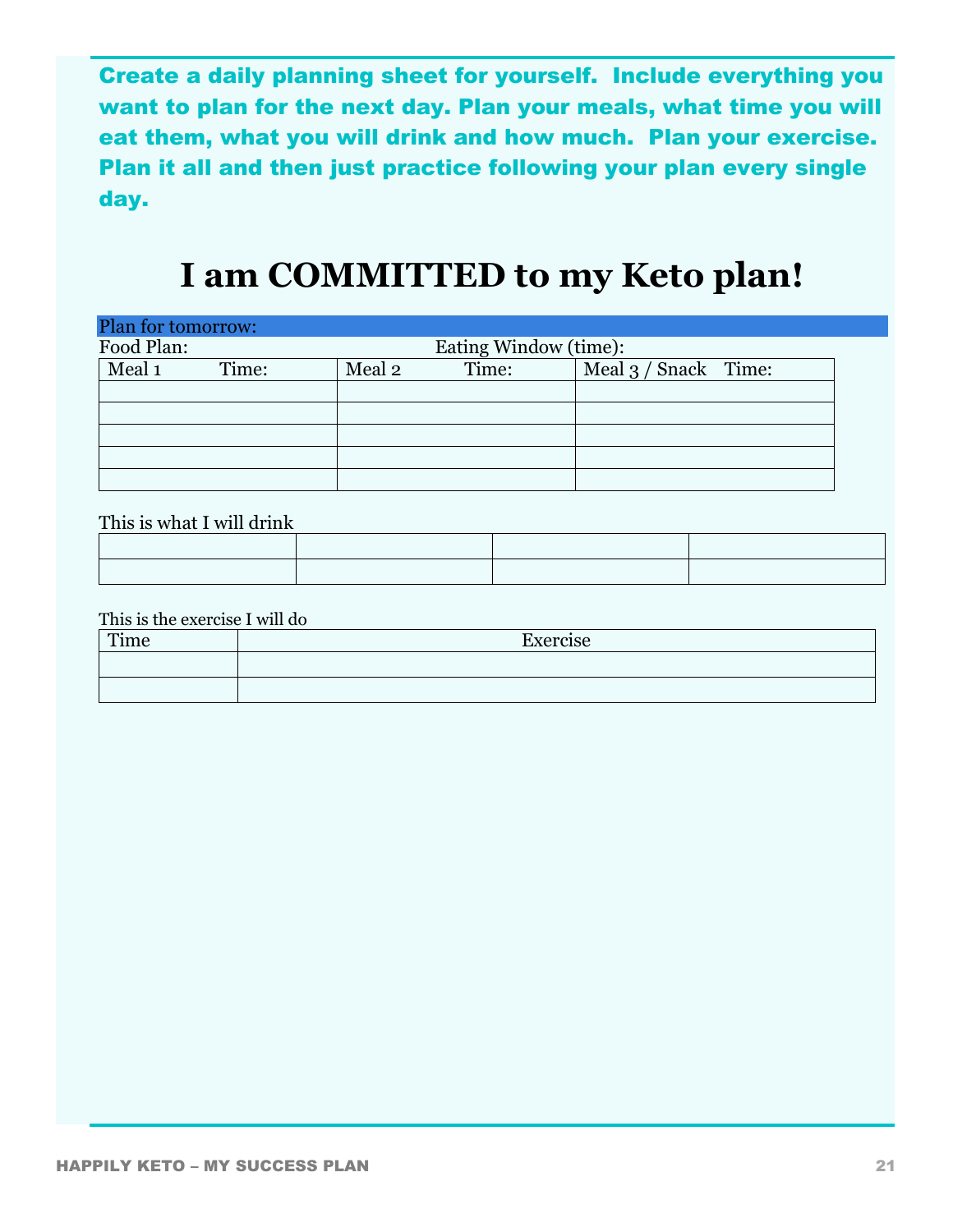**Create a daily planning sheet for yourself. Include everything you want to plan for the next day. Plan your meals, what time you will eat them, what you will drink and how much. Plan your exercise. Plan it all and then just practice following your plan every single day.**

# I am COMMITTED to my Keto plan!

Plan for tomorrow:

Food Plan: Eating Window (time):

| Meal 1 Time: | Meal 2 Time: | Meal 3 / Snack Time: |
|---|---|---|
| | | |
| | | |
| | | |
| | | |
| | | |

This is what I will drink

| | | | |
|---|---|---|---|
| | | | |
| | | | |

This is the exercise I will do

| Time | Exercise |
|---|---|
| | |
| | |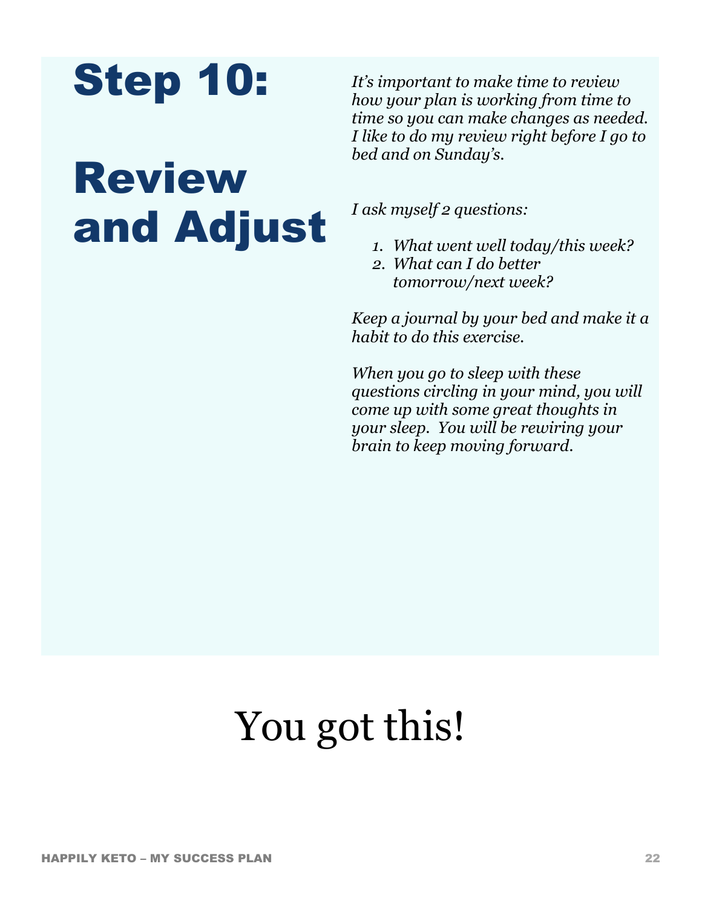# Step 10:

# Review and Adjust

*It's important to make time to review how your plan is working from time to time so you can make changes as needed. I like to do my review right before I go to bed and on Sunday's.*

*I ask myself 2 questions:*

1. *What went well today/this week?*
2. *What can I do better tomorrow/next week?*

*Keep a journal by your bed and make it a habit to do this exercise.*

*When you go to sleep with these questions circling in your mind, you will come up with some great thoughts in your sleep. You will be rewiring your brain to keep moving forward.*

You got this!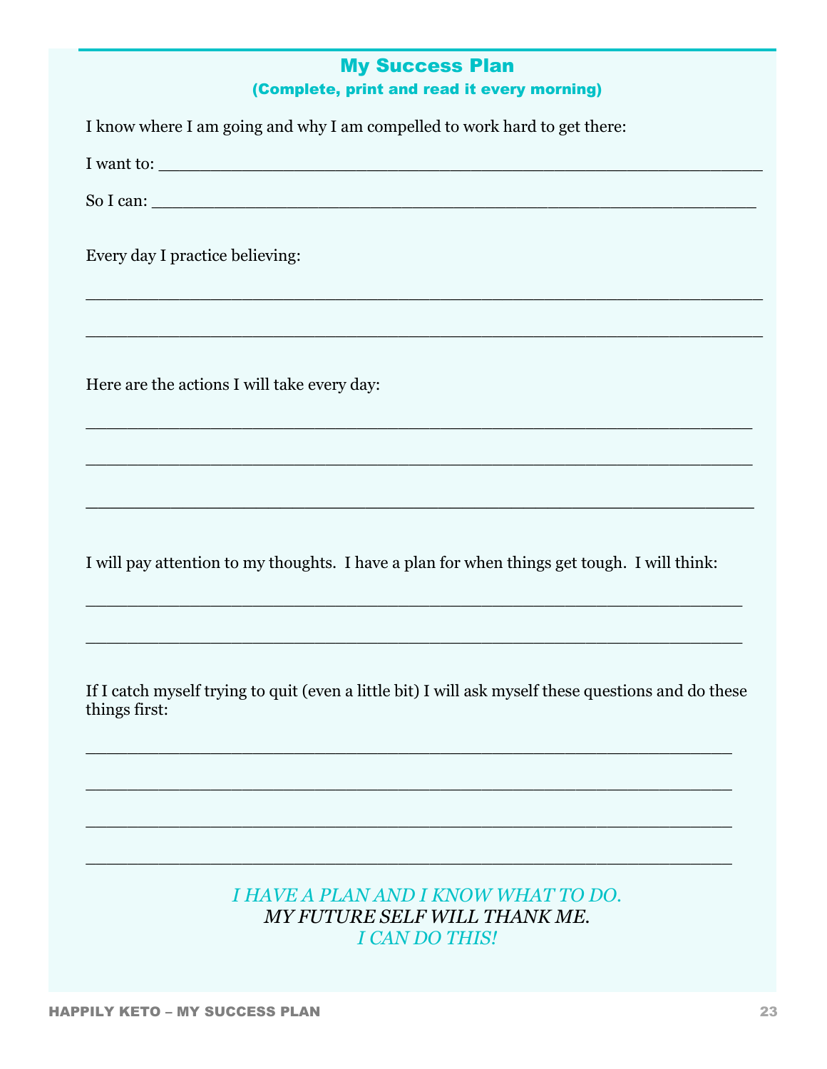## My Success Plan

**(Complete, print and read it every morning)**

I know where I am going and why I am compelled to work hard to get there:

I want to: ____________________________________________________________

So I can: ____________________________________________________________

Every day I practice believing:

______________________________________________________________________

______________________________________________________________________

Here are the actions I will take every day:

______________________________________________________________________

______________________________________________________________________

______________________________________________________________________

I will pay attention to my thoughts. I have a plan for when things get tough. I will think:

______________________________________________________________________

______________________________________________________________________

If I catch myself trying to quit (even a little bit) I will ask myself these questions and do these things first:

______________________________________________________________________

______________________________________________________________________

______________________________________________________________________

______________________________________________________________________

*I HAVE A PLAN AND I KNOW WHAT TO DO.*
*MY FUTURE SELF WILL THANK ME.*
*I CAN DO THIS!*